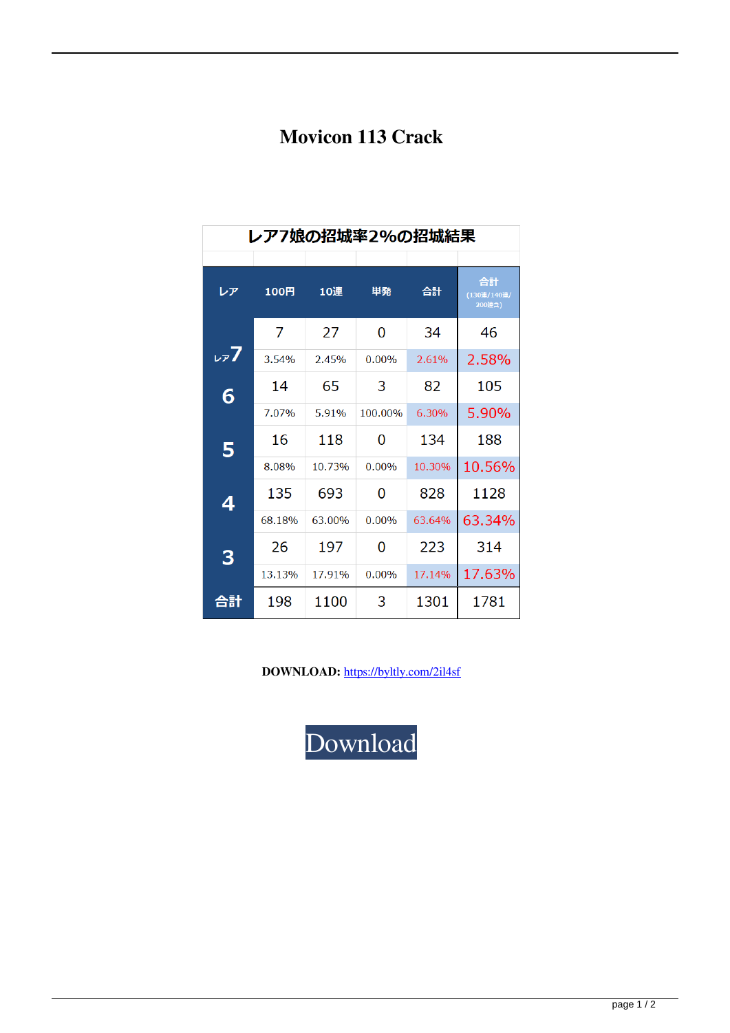# Movicon 113 Crack

**レア7娘の招城率2%の招城結果**

| レア | 100円 | 10連 | 単発 | 合計 | 合計 (130連/140連/200連) |
|---|---|---|---|---|---|
| レア7 | 7 | 27 | 0 | 34 | 46 |
| | 3.54% | 2.45% | 0.00% | 2.61% | 2.58% |
| 6 | 14 | 65 | 3 | 82 | 105 |
| | 7.07% | 5.91% | 100.00% | 6.30% | 5.90% |
| 5 | 16 | 118 | 0 | 134 | 188 |
| | 8.08% | 10.73% | 0.00% | 10.30% | 10.56% |
| 4 | 135 | 693 | 0 | 828 | 1128 |
| | 68.18% | 63.00% | 0.00% | 63.64% | 63.34% |
| 3 | 26 | 197 | 0 | 223 | 314 |
| | 13.13% | 17.91% | 0.00% | 17.14% | 17.63% |
| 合計 | 198 | 1100 | 3 | 1301 | 1781 |

**DOWNLOAD:** https://byltly.com/2il4sf

Download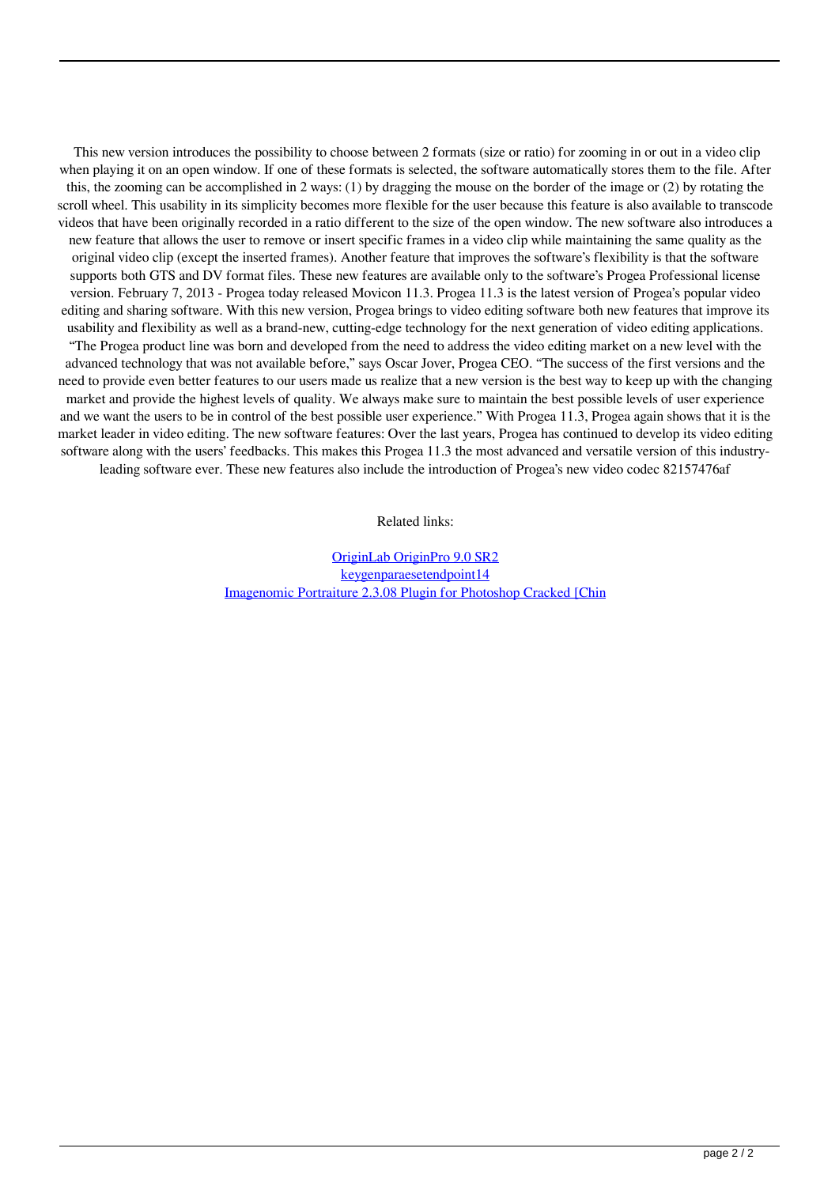This new version introduces the possibility to choose between 2 formats (size or ratio) for zooming in or out in a video clip when playing it on an open window. If one of these formats is selected, the software automatically stores them to the file. After this, the zooming can be accomplished in 2 ways: (1) by dragging the mouse on the border of the image or (2) by rotating the scroll wheel. This usability in its simplicity becomes more flexible for the user because this feature is also available to transcode videos that have been originally recorded in a ratio different to the size of the open window. The new software also introduces a new feature that allows the user to remove or insert specific frames in a video clip while maintaining the same quality as the original video clip (except the inserted frames). Another feature that improves the software's flexibility is that the software supports both GTS and DV format files. These new features are available only to the software's Progea Professional license version. February 7, 2013 - Progea today released Movicon 11.3. Progea 11.3 is the latest version of Progea's popular video editing and sharing software. With this new version, Progea brings to video editing software both new features that improve its usability and flexibility as well as a brand-new, cutting-edge technology for the next generation of video editing applications. "The Progea product line was born and developed from the need to address the video editing market on a new level with the advanced technology that was not available before," says Oscar Jover, Progea CEO. "The success of the first versions and the need to provide even better features to our users made us realize that a new version is the best way to keep up with the changing market and provide the highest levels of quality. We always make sure to maintain the best possible levels of user experience and we want the users to be in control of the best possible user experience." With Progea 11.3, Progea again shows that it is the market leader in video editing. The new software features: Over the last years, Progea has continued to develop its video editing software along with the users' feedbacks. This makes this Progea 11.3 the most advanced and versatile version of this industry-leading software ever. These new features also include the introduction of Progea's new video codec 82157476af

Related links:

[OriginLab OriginPro 9.0 SR2]
[keygenparaesetendpoint14]
[Imagenomic Portraiture 2.3.08 Plugin for Photoshop Cracked [Chin]